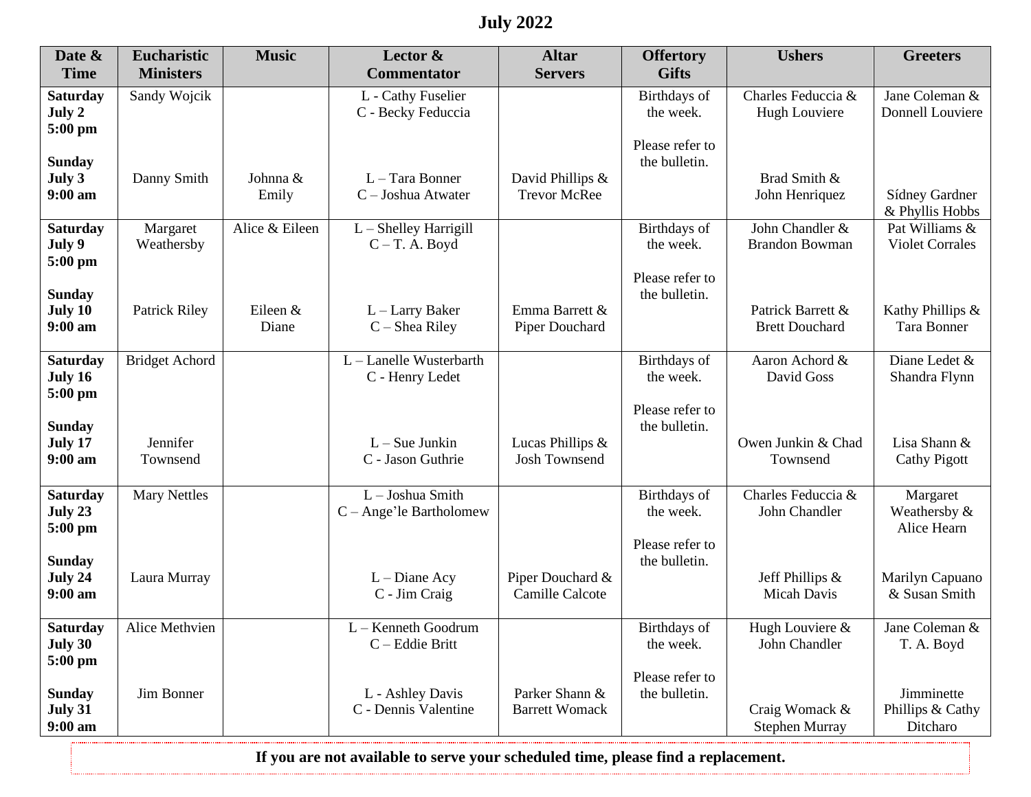# July 2022

| Date & Time | Eucharistic Ministers | Music | Lector & Commentator | Altar Servers | Offertory Gifts | Ushers | Greeters |
|---|---|---|---|---|---|---|---|
| **Saturday July 2 5:00 pm** | Sandy Wojcik | | L - Cathy Fuselier<br>C - Becky Feduccia | | Birthdays of the week.<br><br>Please refer to the bulletin. | Charles Feduccia & Hugh Louviere | Jane Coleman & Donnell Louviere |
| **Sunday July 3 9:00 am** | Danny Smith | Johnna & Emily | L – Tara Bonner<br>C – Joshua Atwater | David Phillips & Trevor McRee | | Brad Smith & John Henriquez | Sídney Gardner & Phyllis Hobbs |
| **Saturday July 9 5:00 pm** | Margaret Weathersby | Alice & Eileen | L – Shelley Harrigill<br>C – T. A. Boyd | | Birthdays of the week.<br><br>Please refer to the bulletin. | John Chandler & Brandon Bowman | Pat Williams & Violet Corrales |
| **Sunday July 10 9:00 am** | Patrick Riley | Eileen & Diane | L – Larry Baker<br>C – Shea Riley | Emma Barrett & Piper Douchard | | Patrick Barrett & Brett Douchard | Kathy Phillips & Tara Bonner |
| **Saturday July 16 5:00 pm** | Bridget Achord | | L – Lanelle Wusterbarth<br>C - Henry Ledet | | Birthdays of the week.<br><br>Please refer to the bulletin. | Aaron Achord & David Goss | Diane Ledet & Shandra Flynn |
| **Sunday July 17 9:00 am** | Jennifer Townsend | | L – Sue Junkin<br>C - Jason Guthrie | Lucas Phillips & Josh Townsend | | Owen Junkin & Chad Townsend | Lisa Shann & Cathy Pigott |
| **Saturday July 23 5:00 pm** | Mary Nettles | | L – Joshua Smith<br>C – Ange'le Bartholomew | | Birthdays of the week.<br><br>Please refer to the bulletin. | Charles Feduccia & John Chandler | Margaret Weathersby & Alice Hearn |
| **Sunday July 24 9:00 am** | Laura Murray | | L – Diane Acy<br>C - Jim Craig | Piper Douchard & Camille Calcote | | Jeff Phillips & Micah Davis | Marilyn Capuano & Susan Smith |
| **Saturday July 30 5:00 pm** | Alice Methvien | | L – Kenneth Goodrum<br>C – Eddie Britt | | Birthdays of the week.<br><br>Please refer to the bulletin. | Hugh Louviere & John Chandler | Jane Coleman & T. A. Boyd |
| **Sunday July 31 9:00 am** | Jim Bonner | | L - Ashley Davis<br>C - Dennis Valentine | Parker Shann & Barrett Womack | | Craig Womack & Stephen Murray | Jimminette Phillips & Cathy Ditcharo |

**If you are not available to serve your scheduled time, please find a replacement.**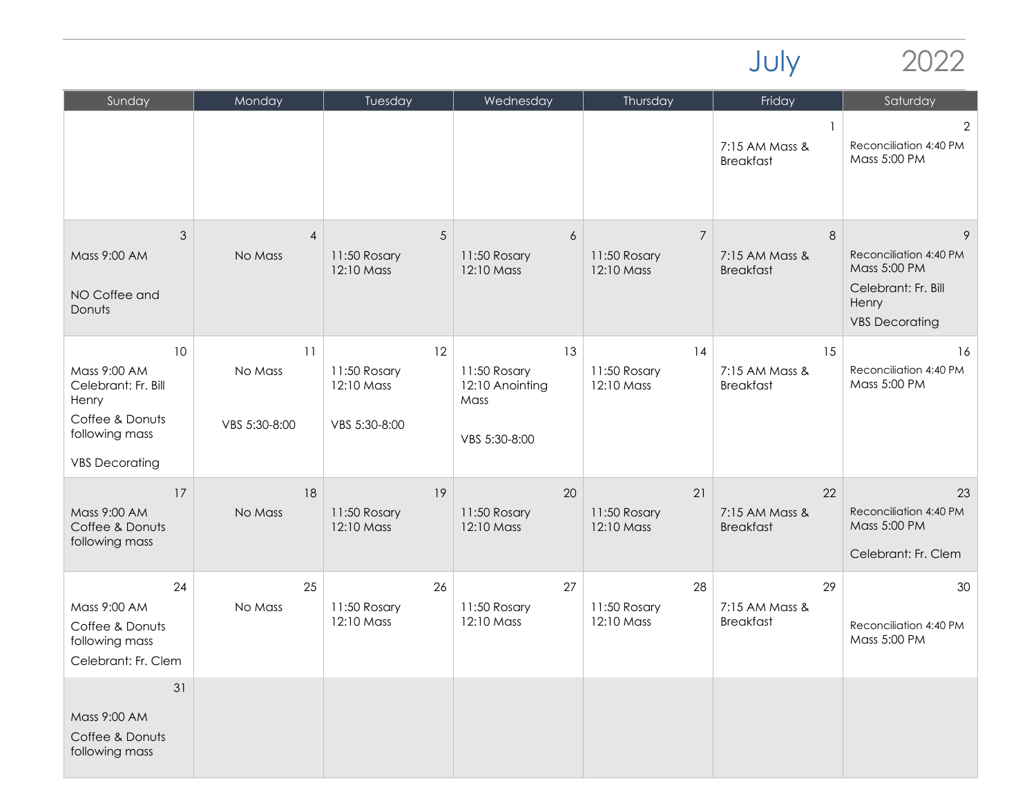# July 2022

| Sunday | Monday | Tuesday | Wednesday | Thursday | Friday | Saturday |
|---|---|---|---|---|---|---|
| | | | | | 1<br>7:15 AM Mass & Breakfast | 2<br>Reconciliation 4:40 PM<br>Mass 5:00 PM |
| 3<br>Mass 9:00 AM<br>NO Coffee and Donuts | 4<br>No Mass | 5<br>11:50 Rosary<br>12:10 Mass | 6<br>11:50 Rosary<br>12:10 Mass | 7<br>11:50 Rosary<br>12:10 Mass | 8<br>7:15 AM Mass & Breakfast | 9<br>Reconciliation 4:40 PM<br>Mass 5:00 PM<br>Celebrant: Fr. Bill Henry<br>VBS Decorating |
| 10<br>Mass 9:00 AM<br>Celebrant: Fr. Bill Henry<br>Coffee & Donuts following mass<br>VBS Decorating | 11<br>No Mass<br>VBS 5:30-8:00 | 12<br>11:50 Rosary<br>12:10 Mass<br>VBS 5:30-8:00 | 13<br>11:50 Rosary<br>12:10 Anointing Mass<br>VBS 5:30-8:00 | 14<br>11:50 Rosary<br>12:10 Mass | 15<br>7:15 AM Mass & Breakfast | 16<br>Reconciliation 4:40 PM<br>Mass 5:00 PM |
| 17<br>Mass 9:00 AM<br>Coffee & Donuts following mass | 18<br>No Mass | 19<br>11:50 Rosary<br>12:10 Mass | 20<br>11:50 Rosary<br>12:10 Mass | 21<br>11:50 Rosary<br>12:10 Mass | 22<br>7:15 AM Mass & Breakfast | 23<br>Reconciliation 4:40 PM<br>Mass 5:00 PM<br>Celebrant: Fr. Clem |
| 24<br>Mass 9:00 AM<br>Coffee & Donuts following mass<br>Celebrant: Fr. Clem | 25<br>No Mass | 26<br>11:50 Rosary<br>12:10 Mass | 27<br>11:50 Rosary<br>12:10 Mass | 28<br>11:50 Rosary<br>12:10 Mass | 29<br>7:15 AM Mass & Breakfast | 30<br>Reconciliation 4:40 PM<br>Mass 5:00 PM |
| 31<br>Mass 9:00 AM<br>Coffee & Donuts following mass | | | | | | |